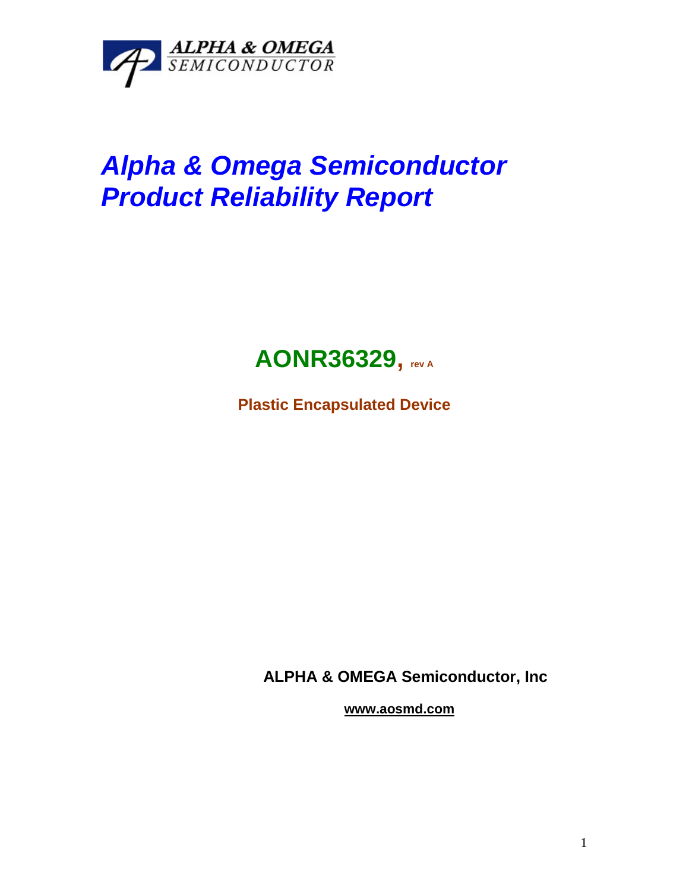ALPHA & OMEGA
SEMICONDUCTOR

# *Alpha & Omega Semiconductor Product Reliability Report*

## AONR36329, rev A

**Plastic Encapsulated Device**

**ALPHA & OMEGA Semiconductor, Inc**

**www.aosmd.com**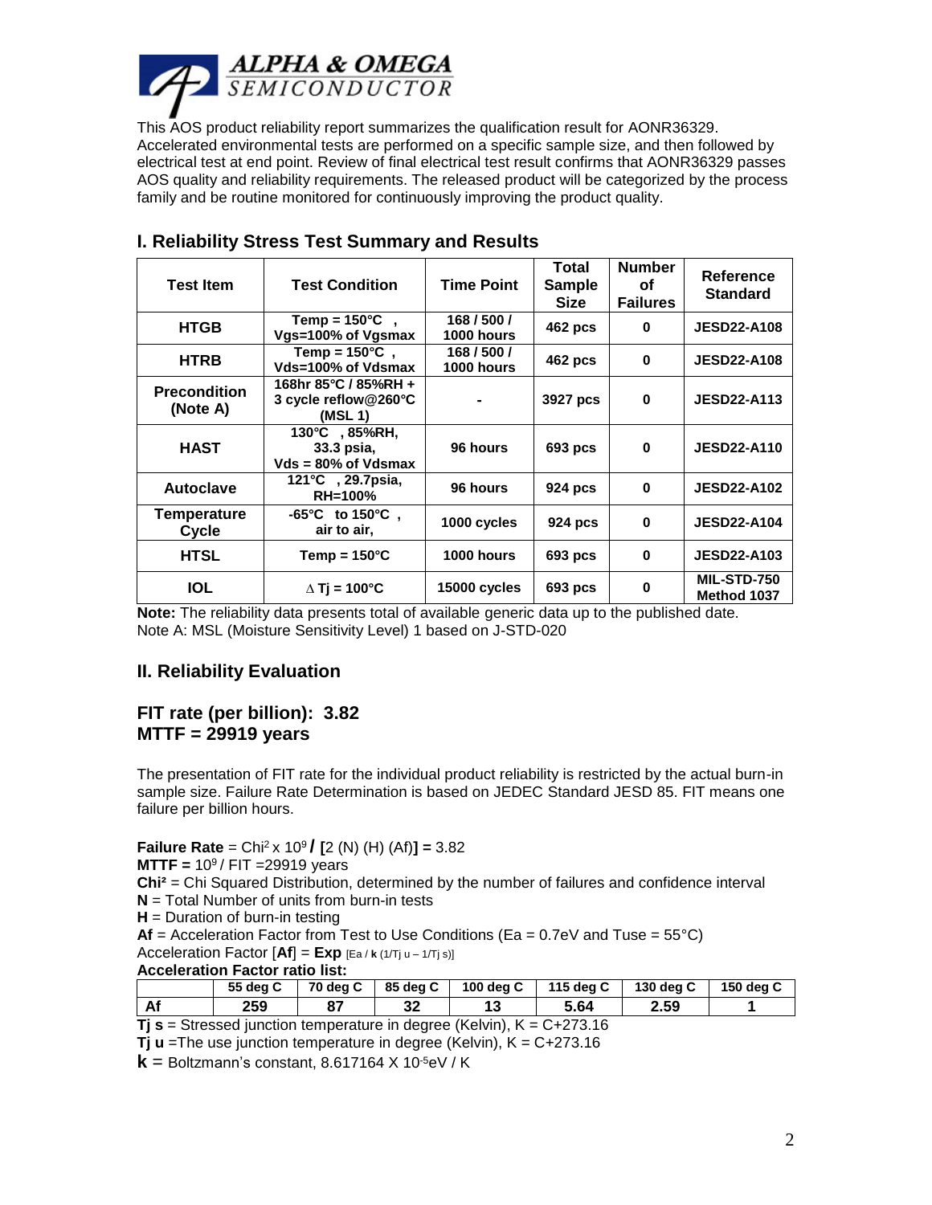This AOS product reliability report summarizes the qualification result for AONR36329. Accelerated environmental tests are performed on a specific sample size, and then followed by electrical test at end point. Review of final electrical test result confirms that AONR36329 passes AOS quality and reliability requirements. The released product will be categorized by the process family and be routine monitored for continuously improving the product quality.

## I. Reliability Stress Test Summary and Results

| Test Item | Test Condition | Time Point | Total Sample Size | Number of Failures | Reference Standard |
|---|---|---|---|---|---|
| HTGB | Temp = 150°C , Vgs=100% of Vgsmax | 168 / 500 / 1000 hours | 462 pcs | 0 | JESD22-A108 |
| HTRB | Temp = 150°C , Vds=100% of Vdsmax | 168 / 500 / 1000 hours | 462 pcs | 0 | JESD22-A108 |
| Precondition (Note A) | 168hr 85°C / 85%RH + 3 cycle reflow@260°C (MSL 1) | - | 3927 pcs | 0 | JESD22-A113 |
| HAST | 130°C , 85%RH, 33.3 psia, Vds = 80% of Vdsmax | 96 hours | 693 pcs | 0 | JESD22-A110 |
| Autoclave | 121°C , 29.7psia, RH=100% | 96 hours | 924 pcs | 0 | JESD22-A102 |
| Temperature Cycle | -65°C to 150°C , air to air, | 1000 cycles | 924 pcs | 0 | JESD22-A104 |
| HTSL | Temp = 150°C | 1000 hours | 693 pcs | 0 | JESD22-A103 |
| IOL | $\Delta$ Tj = 100°C | 15000 cycles | 693 pcs | 0 | MIL-STD-750 Method 1037 |

**Note:** The reliability data presents total of available generic data up to the published date.
Note A: MSL (Moisture Sensitivity Level) 1 based on J-STD-020

## II. Reliability Evaluation

### FIT rate (per billion): 3.82
### MTTF = 29919 years

The presentation of FIT rate for the individual product reliability is restricted by the actual burn-in sample size. Failure Rate Determination is based on JEDEC Standard JESD 85. FIT means one failure per billion hours.

**Failure Rate** = $Chi^2 \times 10^9$ **/ [**2 (N) (H) (Af)**] =** 3.82
**MTTF =** $10^9$ / FIT =29919 years
**Chi²** = Chi Squared Distribution, determined by the number of failures and confidence interval
**N** = Total Number of units from burn-in tests
**H** = Duration of burn-in testing
**Af** = Acceleration Factor from Test to Use Conditions (Ea = 0.7eV and Tuse = 55°C)
Acceleration Factor [**Af**] = **Exp** [Ea / **k** (1/Tj u – 1/Tj s)]
**Acceleration Factor ratio list:**

| | 55 deg C | 70 deg C | 85 deg C | 100 deg C | 115 deg C | 130 deg C | 150 deg C |
|---|---|---|---|---|---|---|---|
| Af | 259 | 87 | 32 | 13 | 5.64 | 2.59 | 1 |

**Tj s** = Stressed junction temperature in degree (Kelvin), K = C+273.16
**Tj u** =The use junction temperature in degree (Kelvin), K = C+273.16
**k** = Boltzmann's constant, $8.617164 \times 10^{-5}$eV / K